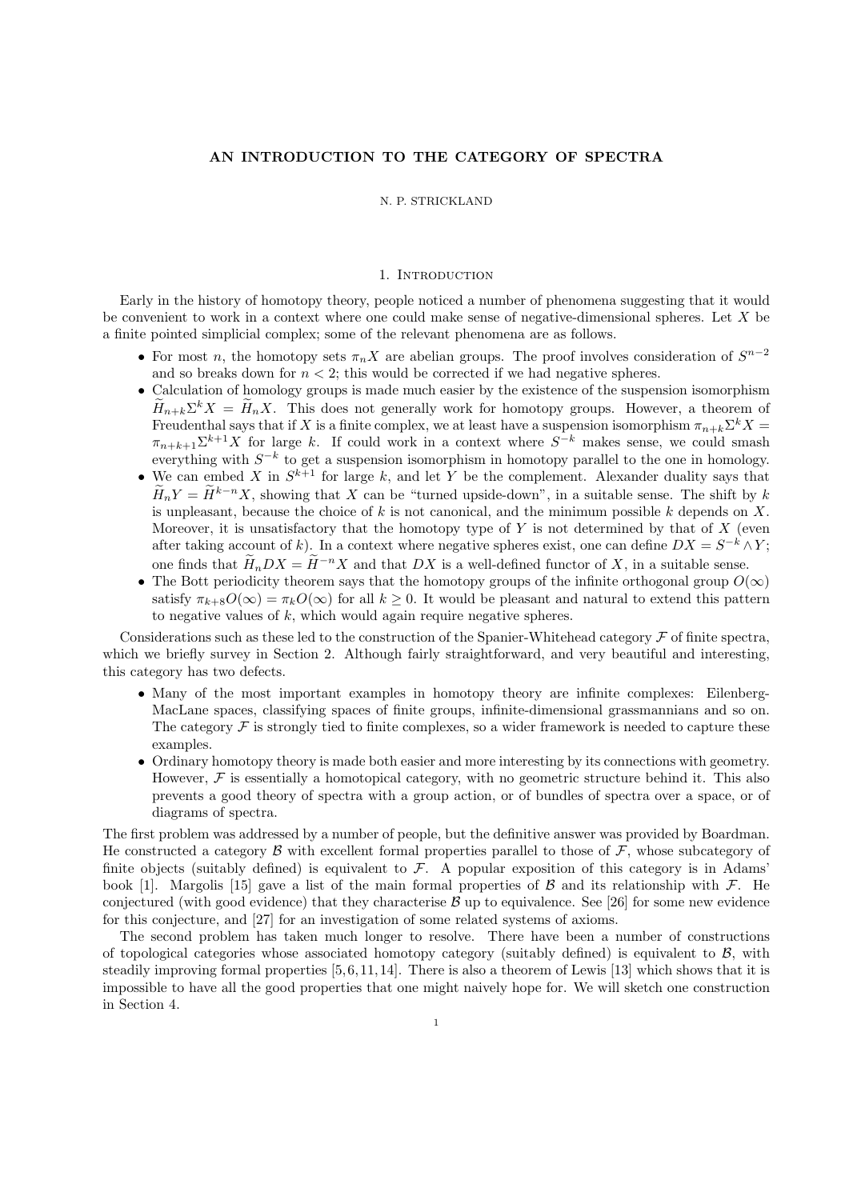# AN INTRODUCTION TO THE CATEGORY OF SPECTRA

N. P. STRICKLAND

## 1. Introduction

Early in the history of homotopy theory, people noticed a number of phenomena suggesting that it would be convenient to work in a context where one could make sense of negative-dimensional spheres. Let $X$ be a finite pointed simplicial complex; some of the relevant phenomena are as follows.

- For most $n$, the homotopy sets $\pi_n X$ are abelian groups. The proof involves consideration of $S^{n-2}$ and so breaks down for $n < 2$; this would be corrected if we had negative spheres.
- Calculation of homology groups is made much easier by the existence of the suspension isomorphism $\widetilde{H}_{n+k}\Sigma^k X = \widetilde{H}_n X$. This does not generally work for homotopy groups. However, a theorem of Freudenthal says that if $X$ is a finite complex, we at least have a suspension isomorphism $\pi_{n+k}\Sigma^k X = \pi_{n+k+1}\Sigma^{k+1}X$ for large $k$. If could work in a context where $S^{-k}$ makes sense, we could smash everything with $S^{-k}$ to get a suspension isomorphism in homotopy parallel to the one in homology.
- We can embed $X$ in $S^{k+1}$ for large $k$, and let $Y$ be the complement. Alexander duality says that $\widetilde{H}_n Y = \widetilde{H}^{k-n} X$, showing that $X$ can be "turned upside-down", in a suitable sense. The shift by $k$ is unpleasant, because the choice of $k$ is not canonical, and the minimum possible $k$ depends on $X$. Moreover, it is unsatisfactory that the homotopy type of $Y$ is not determined by that of $X$ (even after taking account of $k$). In a context where negative spheres exist, one can define $DX = S^{-k} \wedge Y$; one finds that $\widetilde{H}_n DX = \widetilde{H}^{-n} X$ and that $DX$ is a well-defined functor of $X$, in a suitable sense.
- The Bott periodicity theorem says that the homotopy groups of the infinite orthogonal group $O(\infty)$ satisfy $\pi_{k+8}O(\infty) = \pi_k O(\infty)$ for all $k \geq 0$. It would be pleasant and natural to extend this pattern to negative values of $k$, which would again require negative spheres.

Considerations such as these led to the construction of the Spanier-Whitehead category $\mathcal{F}$ of finite spectra, which we briefly survey in Section 2. Although fairly straightforward, and very beautiful and interesting, this category has two defects.

- Many of the most important examples in homotopy theory are infinite complexes: Eilenberg-MacLane spaces, classifying spaces of finite groups, infinite-dimensional grassmannians and so on. The category $\mathcal{F}$ is strongly tied to finite complexes, so a wider framework is needed to capture these examples.
- Ordinary homotopy theory is made both easier and more interesting by its connections with geometry. However, $\mathcal{F}$ is essentially a homotopical category, with no geometric structure behind it. This also prevents a good theory of spectra with a group action, or of bundles of spectra over a space, or of diagrams of spectra.

The first problem was addressed by a number of people, but the definitive answer was provided by Boardman. He constructed a category $\mathcal{B}$ with excellent formal properties parallel to those of $\mathcal{F}$, whose subcategory of finite objects (suitably defined) is equivalent to $\mathcal{F}$. A popular exposition of this category is in Adams' book [1]. Margolis [15] gave a list of the main formal properties of $\mathcal{B}$ and its relationship with $\mathcal{F}$. He conjectured (with good evidence) that they characterise $\mathcal{B}$ up to equivalence. See [26] for some new evidence for this conjecture, and [27] for an investigation of some related systems of axioms.

The second problem has taken much longer to resolve. There have been a number of constructions of topological categories whose associated homotopy category (suitably defined) is equivalent to $\mathcal{B}$, with steadily improving formal properties [5,6,11,14]. There is also a theorem of Lewis [13] which shows that it is impossible to have all the good properties that one might naively hope for. We will sketch one construction in Section 4.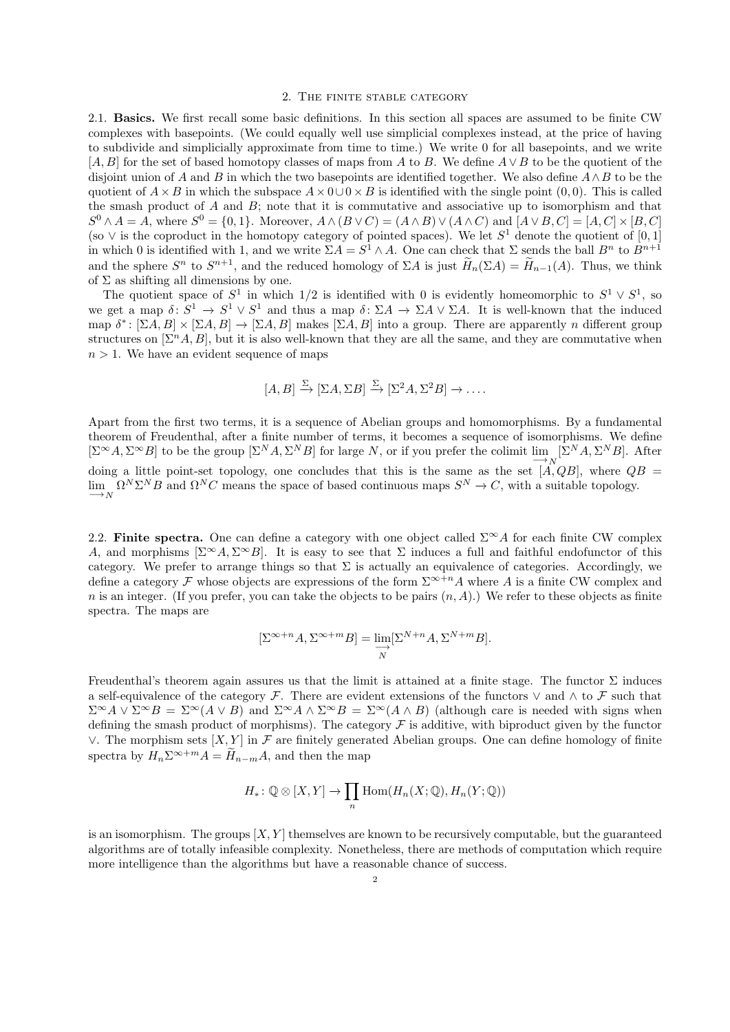## 2. The finite stable category

2.1. **Basics.** We first recall some basic definitions. In this section all spaces are assumed to be finite CW complexes with basepoints. (We could equally well use simplicial complexes instead, at the price of having to subdivide and simplicially approximate from time to time.) We write 0 for all basepoints, and we write $[A, B]$ for the set of based homotopy classes of maps from $A$ to $B$. We define $A \vee B$ to be the quotient of the disjoint union of $A$ and $B$ in which the two basepoints are identified together. We also define $A \wedge B$ to be the quotient of $A \times B$ in which the subspace $A \times 0 \cup 0 \times B$ is identified with the single point $(0, 0)$. This is called the smash product of $A$ and $B$; note that it is commutative and associative up to isomorphism and that $S^0 \wedge A = A$, where $S^0 = \{0, 1\}$. Moreover, $A \wedge (B \vee C) = (A \wedge B) \vee (A \wedge C)$ and $[A \vee B, C] = [A, C] \times [B, C]$ (so $\vee$ is the coproduct in the homotopy category of pointed spaces). We let $S^1$ denote the quotient of $[0, 1]$ in which 0 is identified with 1, and we write $\Sigma A = S^1 \wedge A$. One can check that $\Sigma$ sends the ball $B^n$ to $B^{n+1}$ and the sphere $S^n$ to $S^{n+1}$, and the reduced homology of $\Sigma A$ is just $\widetilde{H}_n(\Sigma A) = \widetilde{H}_{n-1}(A)$. Thus, we think of $\Sigma$ as shifting all dimensions by one.

The quotient space of $S^1$ in which $1/2$ is identified with 0 is evidently homeomorphic to $S^1 \vee S^1$, so we get a map $\delta \colon S^1 \to S^1 \vee S^1$ and thus a map $\delta \colon \Sigma A \to \Sigma A \vee \Sigma A$. It is well-known that the induced map $\delta^* \colon [\Sigma A, B] \times [\Sigma A, B] \to [\Sigma A, B]$ makes $[\Sigma A, B]$ into a group. There are apparently $n$ different group structures on $[\Sigma^n A, B]$, but it is also well-known that they are all the same, and they are commutative when $n > 1$. We have an evident sequence of maps

$$[A, B] \xrightarrow{\Sigma} [\Sigma A, \Sigma B] \xrightarrow{\Sigma} [\Sigma^2 A, \Sigma^2 B] \to \dots .$$

Apart from the first two terms, it is a sequence of Abelian groups and homomorphisms. By a fundamental theorem of Freudenthal, after a finite number of terms, it becomes a sequence of isomorphisms. We define $[\Sigma^\infty A, \Sigma^\infty B]$ to be the group $[\Sigma^N A, \Sigma^N B]$ for large $N$, or if you prefer the colimit $\varinjlim_N [\Sigma^N A, \Sigma^N B]$. After doing a little point-set topology, one concludes that this is the same as the set $[A, QB]$, where $QB = \varinjlim_N \Omega^N \Sigma^N B$ and $\Omega^N C$ means the space of based continuous maps $S^N \to C$, with a suitable topology.

2.2. **Finite spectra.** One can define a category with one object called $\Sigma^\infty A$ for each finite CW complex $A$, and morphisms $[\Sigma^\infty A, \Sigma^\infty B]$. It is easy to see that $\Sigma$ induces a full and faithful endofunctor of this category. We prefer to arrange things so that $\Sigma$ is actually an equivalence of categories. Accordingly, we define a category $\mathcal{F}$ whose objects are expressions of the form $\Sigma^{\infty+n} A$ where $A$ is a finite CW complex and $n$ is an integer. (If you prefer, you can take the objects to be pairs $(n, A)$.) We refer to these objects as finite spectra. The maps are

$$[\Sigma^{\infty+n} A, \Sigma^{\infty+m} B] = \varinjlim_N [\Sigma^{N+n} A, \Sigma^{N+m} B].$$

Freudenthal's theorem again assures us that the limit is attained at a finite stage. The functor $\Sigma$ induces a self-equivalence of the category $\mathcal{F}$. There are evident extensions of the functors $\vee$ and $\wedge$ to $\mathcal{F}$ such that $\Sigma^\infty A \vee \Sigma^\infty B = \Sigma^\infty (A \vee B)$ and $\Sigma^\infty A \wedge \Sigma^\infty B = \Sigma^\infty (A \wedge B)$ (although care is needed with signs when defining the smash product of morphisms). The category $\mathcal{F}$ is additive, with biproduct given by the functor $\vee$. The morphism sets $[X, Y]$ in $\mathcal{F}$ are finitely generated Abelian groups. One can define homology of finite spectra by $H_n \Sigma^{\infty+m} A = \widetilde{H}_{n-m} A$, and then the map

$$H_* \colon \mathbb{Q} \otimes [X, Y] \to \prod_n \operatorname{Hom}(H_n(X; \mathbb{Q}), H_n(Y; \mathbb{Q}))$$

is an isomorphism. The groups $[X, Y]$ themselves are known to be recursively computable, but the guaranteed algorithms are of totally infeasible complexity. Nonetheless, there are methods of computation which require more intelligence than the algorithms but have a reasonable chance of success.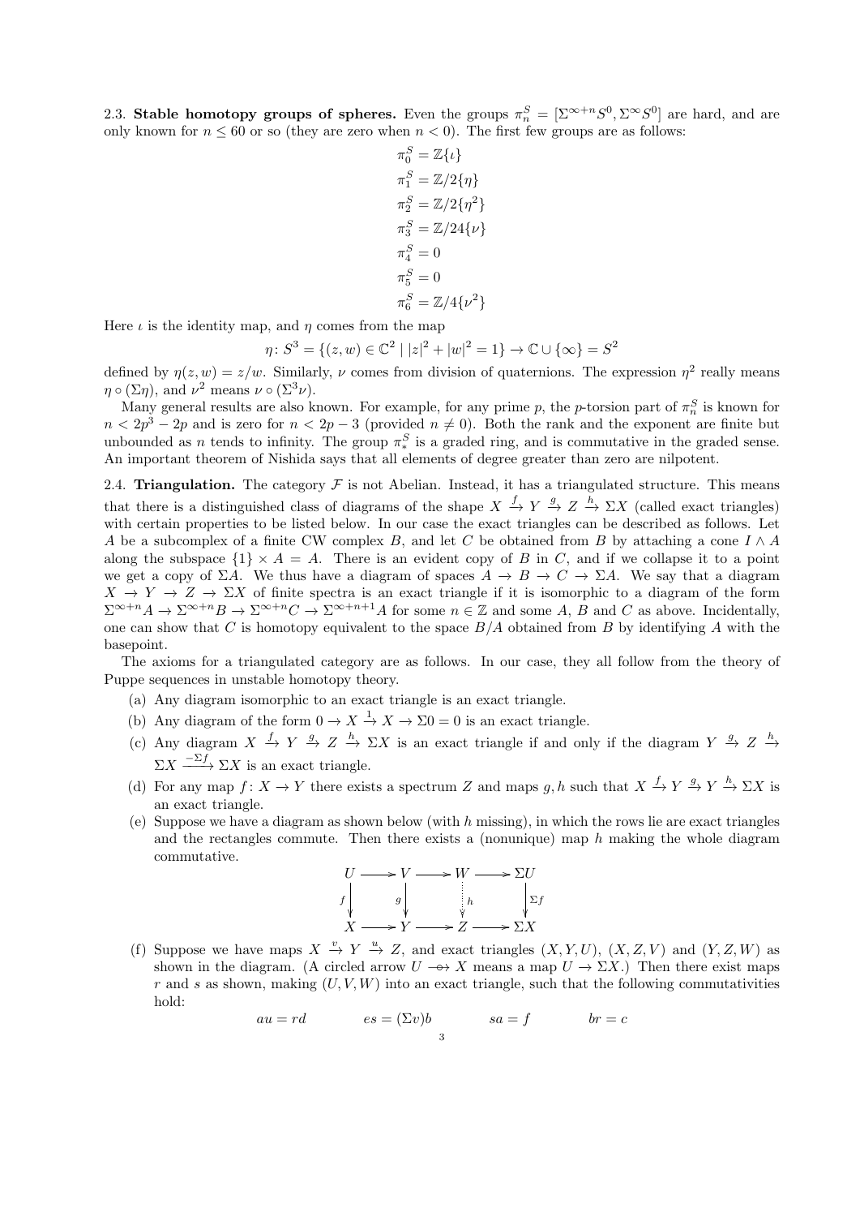2.3. **Stable homotopy groups of spheres.** Even the groups $\pi_n^S = [\Sigma^{\infty+n}S^0, \Sigma^\infty S^0]$ are hard, and are only known for $n \leq 60$ or so (they are zero when $n < 0$). The first few groups are as follows:

$$\pi_0^S = \mathbb{Z}\{\iota\}$$
$$\pi_1^S = \mathbb{Z}/2\{\eta\}$$
$$\pi_2^S = \mathbb{Z}/2\{\eta^2\}$$
$$\pi_3^S = \mathbb{Z}/24\{\nu\}$$
$$\pi_4^S = 0$$
$$\pi_5^S = 0$$
$$\pi_6^S = \mathbb{Z}/4\{\nu^2\}$$

Here $\iota$ is the identity map, and $\eta$ comes from the map

$$\eta \colon S^3 = \{(z,w) \in \mathbb{C}^2 \mid |z|^2 + |w|^2 = 1\} \to \mathbb{C} \cup \{\infty\} = S^2$$

defined by $\eta(z,w) = z/w$. Similarly, $\nu$ comes from division of quaternions. The expression $\eta^2$ really means $\eta \circ (\Sigma\eta)$, and $\nu^2$ means $\nu \circ (\Sigma^3\nu)$.

Many general results are also known. For example, for any prime $p$, the $p$-torsion part of $\pi_n^S$ is known for $n < 2p^3 - 2p$ and is zero for $n < 2p - 3$ (provided $n \neq 0$). Both the rank and the exponent are finite but unbounded as $n$ tends to infinity. The group $\pi_*^S$ is a graded ring, and is commutative in the graded sense. An important theorem of Nishida says that all elements of degree greater than zero are nilpotent.

2.4. **Triangulation.** The category $\mathcal{F}$ is not Abelian. Instead, it has a triangulated structure. This means that there is a distinguished class of diagrams of the shape $X \xrightarrow{f} Y \xrightarrow{g} Z \xrightarrow{h} \Sigma X$ (called exact triangles) with certain properties to be listed below. In our case the exact triangles can be described as follows. Let $A$ be a subcomplex of a finite CW complex $B$, and let $C$ be obtained from $B$ by attaching a cone $I \wedge A$ along the subspace $\{1\} \times A = A$. There is an evident copy of $B$ in $C$, and if we collapse it to a point we get a copy of $\Sigma A$. We thus have a diagram of spaces $A \to B \to C \to \Sigma A$. We say that a diagram $X \to Y \to Z \to \Sigma X$ of finite spectra is an exact triangle if it is isomorphic to a diagram of the form $\Sigma^{\infty+n}A \to \Sigma^{\infty+n}B \to \Sigma^{\infty+n}C \to \Sigma^{\infty+n+1}A$ for some $n \in \mathbb{Z}$ and some $A$, $B$ and $C$ as above. Incidentally, one can show that $C$ is homotopy equivalent to the space $B/A$ obtained from $B$ by identifying $A$ with the basepoint.

The axioms for a triangulated category are as follows. In our case, they all follow from the theory of Puppe sequences in unstable homotopy theory.

(a) Any diagram isomorphic to an exact triangle is an exact triangle.

(b) Any diagram of the form $0 \to X \xrightarrow{1} X \to \Sigma 0 = 0$ is an exact triangle.

(c) Any diagram $X \xrightarrow{f} Y \xrightarrow{g} Z \xrightarrow{h} \Sigma X$ is an exact triangle if and only if the diagram $Y \xrightarrow{g} Z \xrightarrow{h} \Sigma X \xrightarrow{-\Sigma f} \Sigma X$ is an exact triangle.

(d) For any map $f \colon X \to Y$ there exists a spectrum $Z$ and maps $g, h$ such that $X \xrightarrow{f} Y \xrightarrow{g} Y \xrightarrow{h} \Sigma X$ is an exact triangle.

(e) Suppose we have a diagram as shown below (with $h$ missing), in which the rows lie are exact triangles and the rectangles commute. Then there exists a (nonunique) map $h$ making the whole diagram commutative.

$$\begin{array}{ccccccc}
U & \longrightarrow & V & \longrightarrow & W & \longrightarrow & \Sigma U \\
{\scriptstyle f}\downarrow & & {\scriptstyle g}\downarrow & & \vdots {\scriptstyle h} & & \downarrow{\scriptstyle \Sigma f} \\
X & \longrightarrow & Y & \longrightarrow & Z & \longrightarrow & \Sigma X
\end{array}$$

(f) Suppose we have maps $X \xrightarrow{v} Y \xrightarrow{u} Z$, and exact triangles $(X, Y, U)$, $(X, Z, V)$ and $(Y, Z, W)$ as shown in the diagram. (A circled arrow $U \multimap X$ means a map $U \to \Sigma X$.) Then there exist maps $r$ and $s$ as shown, making $(U, V, W)$ into an exact triangle, such that the following commutativities hold:

$$au = rd \qquad es = (\Sigma v)b \qquad sa = f \qquad br = c$$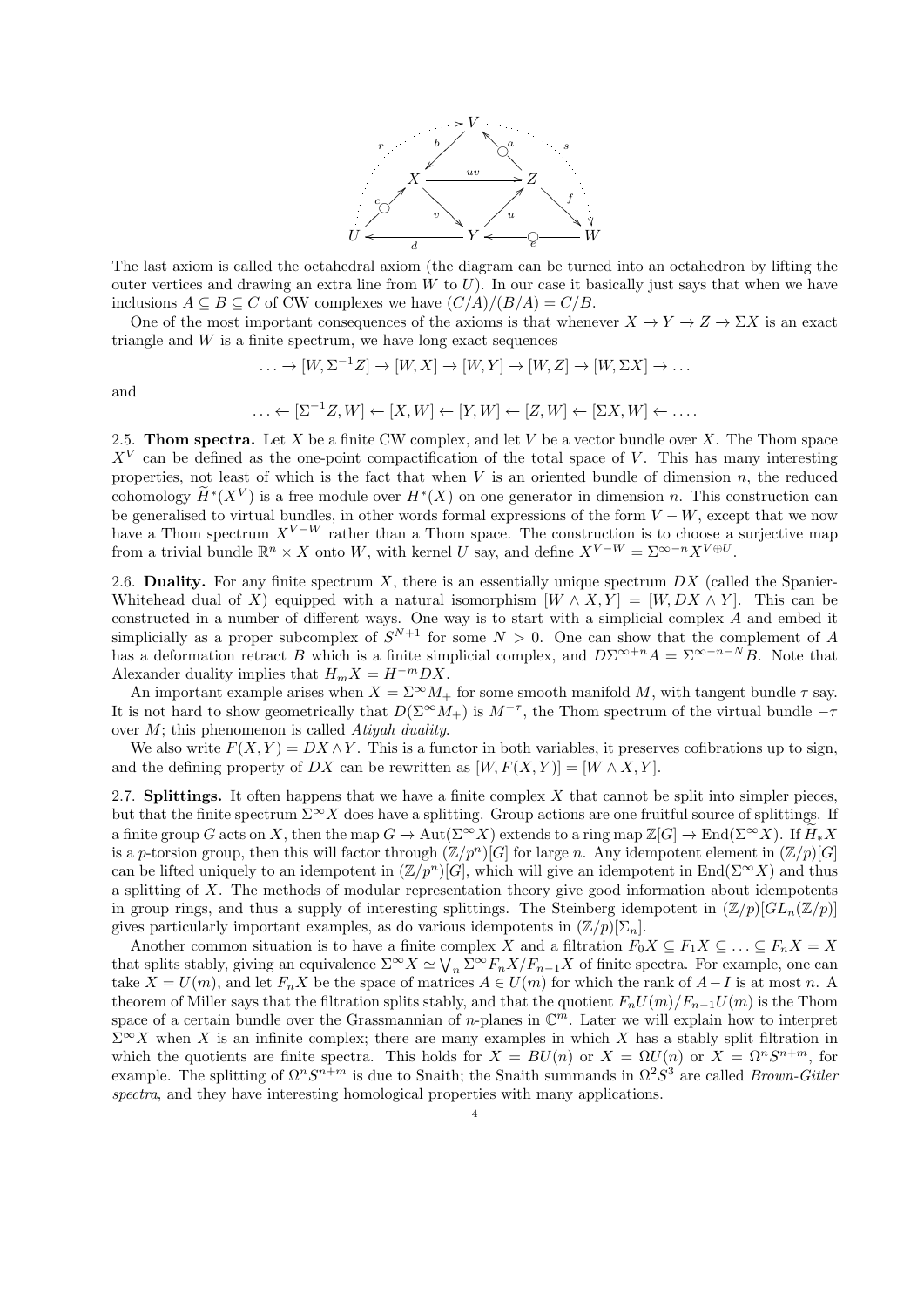The last axiom is called the octahedral axiom (the diagram can be turned into an octahedron by lifting the outer vertices and drawing an extra line from $W$ to $U$). In our case it basically just says that when we have inclusions $A \subseteq B \subseteq C$ of CW complexes we have $(C/A)/(B/A) = C/B$.

One of the most important consequences of the axioms is that whenever $X \to Y \to Z \to \Sigma X$ is an exact triangle and $W$ is a finite spectrum, we have long exact sequences

$$\ldots \to [W, \Sigma^{-1} Z] \to [W, X] \to [W, Y] \to [W, Z] \to [W, \Sigma X] \to \ldots$$

and

$$\ldots \leftarrow [\Sigma^{-1} Z, W] \leftarrow [X, W] \leftarrow [Y, W] \leftarrow [Z, W] \leftarrow [\Sigma X, W] \leftarrow \ldots.$$

2.5. **Thom spectra.** Let $X$ be a finite CW complex, and let $V$ be a vector bundle over $X$. The Thom space $X^V$ can be defined as the one-point compactification of the total space of $V$. This has many interesting properties, not least of which is the fact that when $V$ is an oriented bundle of dimension $n$, the reduced cohomology $\widetilde{H}^*(X^V)$ is a free module over $H^*(X)$ on one generator in dimension $n$. This construction can be generalised to virtual bundles, in other words formal expressions of the form $V - W$, except that we now have a Thom spectrum $X^{V-W}$ rather than a Thom space. The construction is to choose a surjective map from a trivial bundle $\mathbb{R}^n \times X$ onto $W$, with kernel $U$ say, and define $X^{V-W} = \Sigma^{\infty - n} X^{V \oplus U}$.

2.6. **Duality.** For any finite spectrum $X$, there is an essentially unique spectrum $DX$ (called the Spanier-Whitehead dual of $X$) equipped with a natural isomorphism $[W \wedge X, Y] = [W, DX \wedge Y]$. This can be constructed in a number of different ways. One way is to start with a simplicial complex $A$ and embed it simplicially as a proper subcomplex of $S^{N+1}$ for some $N > 0$. One can show that the complement of $A$ has a deformation retract $B$ which is a finite simplicial complex, and $D\Sigma^{\infty+n} A = \Sigma^{\infty - n - N} B$. Note that Alexander duality implies that $H_m X = H^{-m} DX$.

An important example arises when $X = \Sigma^\infty M_+$ for some smooth manifold $M$, with tangent bundle $\tau$ say. It is not hard to show geometrically that $D(\Sigma^\infty M_+)$ is $M^{-\tau}$, the Thom spectrum of the virtual bundle $-\tau$ over $M$; this phenomenon is called *Atiyah duality*.

We also write $F(X, Y) = DX \wedge Y$. This is a functor in both variables, it preserves cofibrations up to sign, and the defining property of $DX$ can be rewritten as $[W, F(X, Y)] = [W \wedge X, Y]$.

2.7. **Splittings.** It often happens that we have a finite complex $X$ that cannot be split into simpler pieces, but that the finite spectrum $\Sigma^\infty X$ does have a splitting. Group actions are one fruitful source of splittings. If a finite group $G$ acts on $X$, then the map $G \to \mathrm{Aut}(\Sigma^\infty X)$ extends to a ring map $\mathbb{Z}[G] \to \mathrm{End}(\Sigma^\infty X)$. If $\widetilde{H}_* X$ is a $p$-torsion group, then this will factor through $(\mathbb{Z}/p^n)[G]$ for large $n$. Any idempotent element in $(\mathbb{Z}/p)[G]$ can be lifted uniquely to an idempotent in $(\mathbb{Z}/p^n)[G]$, which will give an idempotent in $\mathrm{End}(\Sigma^\infty X)$ and thus a splitting of $X$. The methods of modular representation theory give good information about idempotents in group rings, and thus a supply of interesting splittings. The Steinberg idempotent in $(\mathbb{Z}/p)[GL_n(\mathbb{Z}/p)]$ gives particularly important examples, as do various idempotents in $(\mathbb{Z}/p)[\Sigma_n]$.

Another common situation is to have a finite complex $X$ and a filtration $F_0 X \subseteq F_1 X \subseteq \ldots \subseteq F_n X = X$ that splits stably, giving an equivalence $\Sigma^\infty X \simeq \bigvee_n \Sigma^\infty F_n X / F_{n-1} X$ of finite spectra. For example, one can take $X = U(m)$, and let $F_n X$ be the space of matrices $A \in U(m)$ for which the rank of $A - I$ is at most $n$. A theorem of Miller says that the filtration splits stably, and that the quotient $F_n U(m)/F_{n-1} U(m)$ is the Thom space of a certain bundle over the Grassmannian of $n$-planes in $\mathbb{C}^m$. Later we will explain how to interpret $\Sigma^\infty X$ when $X$ is an infinite complex; there are many examples in which $X$ has a stably split filtration in which the quotients are finite spectra. This holds for $X = BU(n)$ or $X = \Omega U(n)$ or $X = \Omega^n S^{n+m}$, for example. The splitting of $\Omega^n S^{n+m}$ is due to Snaith; the Snaith summands in $\Omega^2 S^3$ are called *Brown-Gitler spectra*, and they have interesting homological properties with many applications.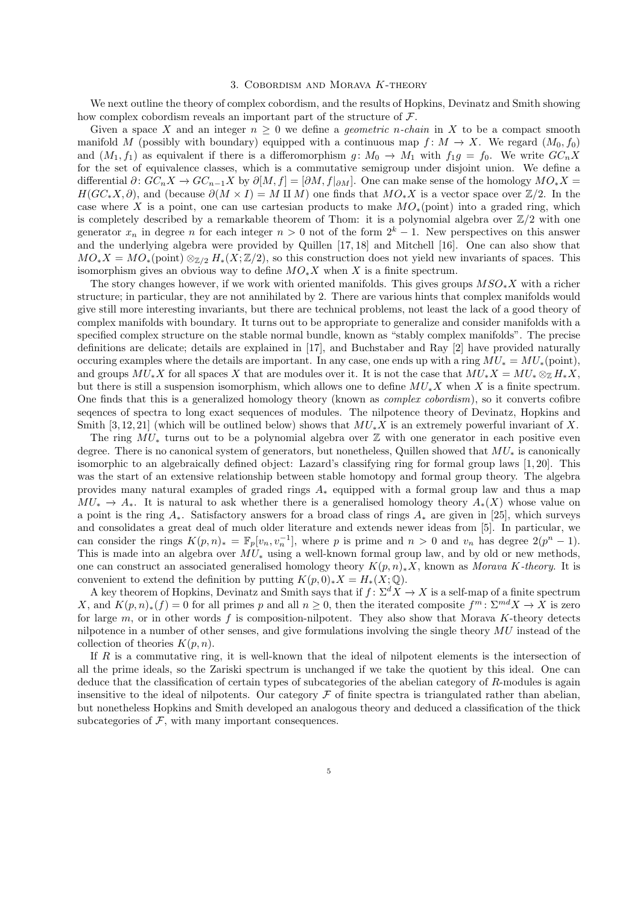## 3. Cobordism and Morava $K$-theory

We next outline the theory of complex cobordism, and the results of Hopkins, Devinatz and Smith showing how complex cobordism reveals an important part of the structure of $\mathcal{F}$.

Given a space $X$ and an integer $n \geq 0$ we define a *geometric $n$-chain* in $X$ to be a compact smooth manifold $M$ (possibly with boundary) equipped with a continuous map $f\colon M \to X$. We regard $(M_0, f_0)$ and $(M_1, f_1)$ as equivalent if there is a diffeomorphism $g\colon M_0 \to M_1$ with $f_1 g = f_0$. We write $GC_n X$ for the set of equivalence classes, which is a commutative semigroup under disjoint union. We define a differential $\partial\colon GC_n X \to GC_{n-1} X$ by $\partial[M, f] = [\partial M, f|_{\partial M}]$. One can make sense of the homology $MO_* X = H(GC_* X, \partial)$, and (because $\partial(M \times I) = M \amalg M$) one finds that $MO_* X$ is a vector space over $\mathbb{Z}/2$. In the case where $X$ is a point, one can use cartesian products to make $MO_*(\text{point})$ into a graded ring, which is completely described by a remarkable theorem of Thom: it is a polynomial algebra over $\mathbb{Z}/2$ with one generator $x_n$ in degree $n$ for each integer $n > 0$ not of the form $2^k - 1$. New perspectives on this answer and the underlying algebra were provided by Quillen [17, 18] and Mitchell [16]. One can also show that $MO_* X = MO_*(\text{point}) \otimes_{\mathbb{Z}/2} H_*(X; \mathbb{Z}/2)$, so this construction does not yield new invariants of spaces. This isomorphism gives an obvious way to define $MO_* X$ when $X$ is a finite spectrum.

The story changes however, if we work with oriented manifolds. This gives groups $MSO_* X$ with a richer structure; in particular, they are not annihilated by 2. There are various hints that complex manifolds would give still more interesting invariants, but there are technical problems, not least the lack of a good theory of complex manifolds with boundary. It turns out to be appropriate to generalize and consider manifolds with a specified complex structure on the stable normal bundle, known as "stably complex manifolds". The precise definitions are delicate; details are explained in [17], and Buchstaber and Ray [2] have provided naturally occuring examples where the details are important. In any case, one ends up with a ring $MU_* = MU_*(\text{point})$, and groups $MU_* X$ for all spaces $X$ that are modules over it. It is not the case that $MU_* X = MU_* \otimes_{\mathbb{Z}} H_* X$, but there is still a suspension isomorphism, which allows one to define $MU_* X$ when $X$ is a finite spectrum. One finds that this is a generalized homology theory (known as *complex cobordism*), so it converts cofibre seqences of spectra to long exact sequences of modules. The nilpotence theory of Devinatz, Hopkins and Smith [3, 12, 21] (which will be outlined below) shows that $MU_* X$ is an extremely powerful invariant of $X$.

The ring $MU_*$ turns out to be a polynomial algebra over $\mathbb{Z}$ with one generator in each positive even degree. There is no canonical system of generators, but nonetheless, Quillen showed that $MU_*$ is canonically isomorphic to an algebraically defined object: Lazard's classifying ring for formal group laws [1, 20]. This was the start of an extensive relationship between stable homotopy and formal group theory. The algebra provides many natural examples of graded rings $A_*$ equipped with a formal group law and thus a map $MU_* \to A_*$. It is natural to ask whether there is a generalised homology theory $A_*(X)$ whose value on a point is the ring $A_*$. Satisfactory answers for a broad class of rings $A_*$ are given in [25], which surveys and consolidates a great deal of much older literature and extends newer ideas from [5]. In particular, we can consider the rings $K(p, n)_* = \mathbb{F}_p[v_n, v_n^{-1}]$, where $p$ is prime and $n > 0$ and $v_n$ has degree $2(p^n - 1)$. This is made into an algebra over $MU_*$ using a well-known formal group law, and by old or new methods, one can construct an associated generalised homology theory $K(p, n)_* X$, known as *Morava $K$-theory*. It is convenient to extend the definition by putting $K(p, 0)_* X = H_*(X; \mathbb{Q})$.

A key theorem of Hopkins, Devinatz and Smith says that if $f\colon \Sigma^d X \to X$ is a self-map of a finite spectrum $X$, and $K(p, n)_*(f) = 0$ for all primes $p$ and all $n \geq 0$, then the iterated composite $f^m\colon \Sigma^{md} X \to X$ is zero for large $m$, or in other words $f$ is composition-nilpotent. They also show that Morava $K$-theory detects nilpotence in a number of other senses, and give formulations involving the single theory $MU$ instead of the collection of theories $K(p, n)$.

If $R$ is a commutative ring, it is well-known that the ideal of nilpotent elements is the intersection of all the prime ideals, so the Zariski spectrum is unchanged if we take the quotient by this ideal. One can deduce that the classification of certain types of subcategories of the abelian category of $R$-modules is again insensitive to the ideal of nilpotents. Our category $\mathcal{F}$ of finite spectra is triangulated rather than abelian, but nonetheless Hopkins and Smith developed an analogous theory and deduced a classification of the thick subcategories of $\mathcal{F}$, with many important consequences.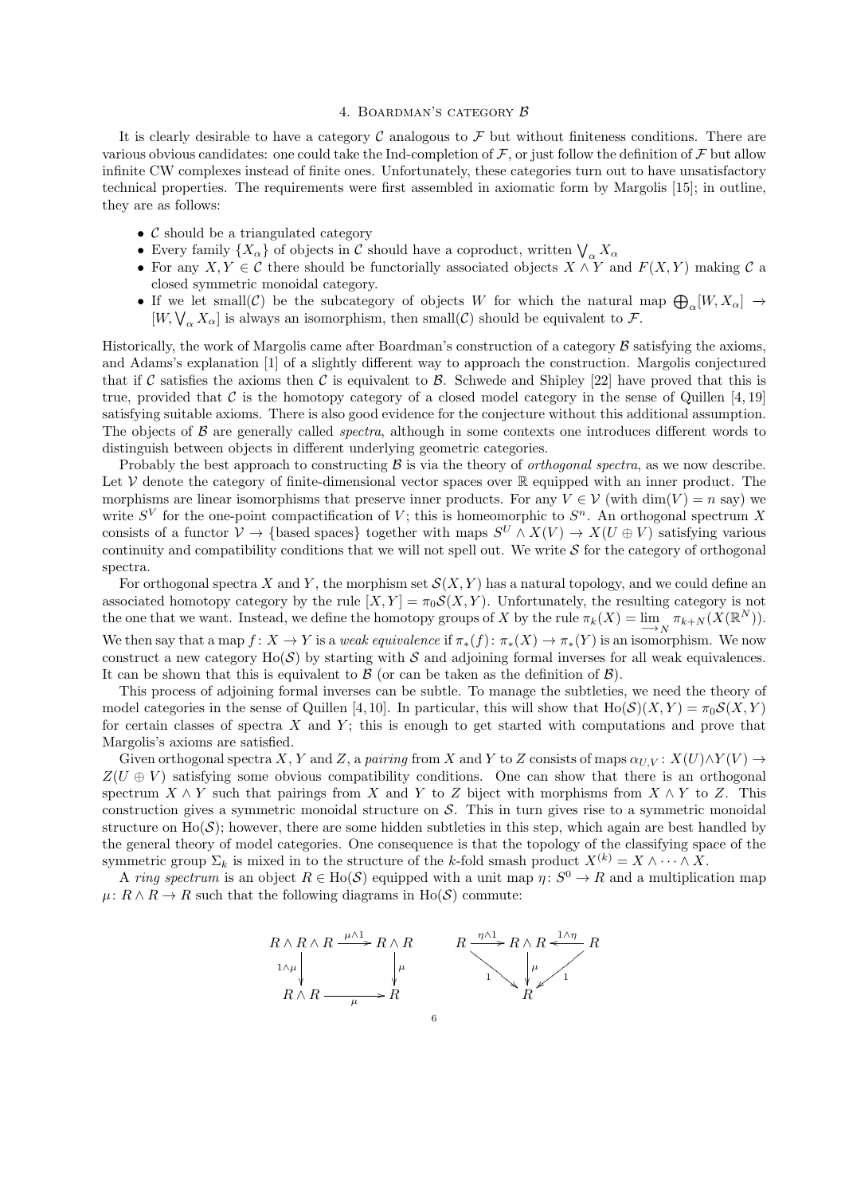## 4. Boardman's category $\mathcal{B}$

It is clearly desirable to have a category $\mathcal{C}$ analogous to $\mathcal{F}$ but without finiteness conditions. There are various obvious candidates: one could take the Ind-completion of $\mathcal{F}$, or just follow the definition of $\mathcal{F}$ but allow infinite CW complexes instead of finite ones. Unfortunately, these categories turn out to have unsatisfactory technical properties. The requirements were first assembled in axiomatic form by Margolis [15]; in outline, they are as follows:

- $\mathcal{C}$ should be a triangulated category
- Every family $\{X_\alpha\}$ of objects in $\mathcal{C}$ should have a coproduct, written $\bigvee_\alpha X_\alpha$
- For any $X, Y \in \mathcal{C}$ there should be functorially associated objects $X \wedge Y$ and $F(X,Y)$ making $\mathcal{C}$ a closed symmetric monoidal category.
- If we let small($\mathcal{C}$) be the subcategory of objects $W$ for which the natural map $\bigoplus_\alpha [W, X_\alpha] \to [W, \bigvee_\alpha X_\alpha]$ is always an isomorphism, then small($\mathcal{C}$) should be equivalent to $\mathcal{F}$.

Historically, the work of Margolis came after Boardman's construction of a category $\mathcal{B}$ satisfying the axioms, and Adams's explanation [1] of a slightly different way to approach the construction. Margolis conjectured that if $\mathcal{C}$ satisfies the axioms then $\mathcal{C}$ is equivalent to $\mathcal{B}$. Schwede and Shipley [22] have proved that this is true, provided that $\mathcal{C}$ is the homotopy category of a closed model category in the sense of Quillen [4, 19] satisfying suitable axioms. There is also good evidence for the conjecture without this additional assumption. The objects of $\mathcal{B}$ are generally called *spectra*, although in some contexts one introduces different words to distinguish between objects in different underlying geometric categories.

Probably the best approach to constructing $\mathcal{B}$ is via the theory of *orthogonal spectra*, as we now describe. Let $\mathcal{V}$ denote the category of finite-dimensional vector spaces over $\mathbb{R}$ equipped with an inner product. The morphisms are linear isomorphisms that preserve inner products. For any $V \in \mathcal{V}$ (with $\dim(V) = n$ say) we write $S^V$ for the one-point compactification of $V$; this is homeomorphic to $S^n$. An orthogonal spectrum $X$ consists of a functor $\mathcal{V} \to \{\text{based spaces}\}$ together with maps $S^U \wedge X(V) \to X(U \oplus V)$ satisfying various continuity and compatibility conditions that we will not spell out. We write $\mathcal{S}$ for the category of orthogonal spectra.

For orthogonal spectra $X$ and $Y$, the morphism set $\mathcal{S}(X,Y)$ has a natural topology, and we could define an associated homotopy category by the rule $[X,Y] = \pi_0 \mathcal{S}(X,Y)$. Unfortunately, the resulting category is not the one that we want. Instead, we define the homotopy groups of $X$ by the rule $\pi_k(X) = \varinjlim_N \pi_{k+N}(X(\mathbb{R}^N))$. We then say that a map $f \colon X \to Y$ is a *weak equivalence* if $\pi_*(f) \colon \pi_*(X) \to \pi_*(Y)$ is an isomorphism. We now construct a new category $\mathrm{Ho}(\mathcal{S})$ by starting with $\mathcal{S}$ and adjoining formal inverses for all weak equivalences. It can be shown that this is equivalent to $\mathcal{B}$ (or can be taken as the definition of $\mathcal{B}$).

This process of adjoining formal inverses can be subtle. To manage the subtleties, we need the theory of model categories in the sense of Quillen [4, 10]. In particular, this will show that $\mathrm{Ho}(\mathcal{S})(X,Y) = \pi_0 \mathcal{S}(X,Y)$ for certain classes of spectra $X$ and $Y$; this is enough to get started with computations and prove that Margolis's axioms are satisfied.

Given orthogonal spectra $X$, $Y$ and $Z$, a *pairing* from $X$ and $Y$ to $Z$ consists of maps $\alpha_{U,V} \colon X(U) \wedge Y(V) \to Z(U \oplus V)$ satisfying some obvious compatibility conditions. One can show that there is an orthogonal spectrum $X \wedge Y$ such that pairings from $X$ and $Y$ to $Z$ biject with morphisms from $X \wedge Y$ to $Z$. This construction gives a symmetric monoidal structure on $\mathcal{S}$. This in turn gives rise to a symmetric monoidal structure on $\mathrm{Ho}(\mathcal{S})$; however, there are some hidden subtleties in this step, which again are best handled by the general theory of model categories. One consequence is that the topology of the classifying space of the symmetric group $\Sigma_k$ is mixed in to the structure of the $k$-fold smash product $X^{(k)} = X \wedge \cdots \wedge X$.

A *ring spectrum* is an object $R \in \mathrm{Ho}(\mathcal{S})$ equipped with a unit map $\eta \colon S^0 \to R$ and a multiplication map $\mu \colon R \wedge R \to R$ such that the following diagrams in $\mathrm{Ho}(\mathcal{S})$ commute:

$$
\begin{array}{ccc}
R \wedge R \wedge R & \xrightarrow{\mu \wedge 1} & R \wedge R \\
{\scriptstyle 1\wedge\mu}\downarrow & & \downarrow{\scriptstyle \mu} \\
R \wedge R & \xrightarrow[\mu]{} & R
\end{array}
\qquad\qquad
\begin{array}{ccccc}
R & \xrightarrow{\eta \wedge 1} & R \wedge R & \xleftarrow{1 \wedge \eta} & R \\
& {\scriptstyle 1}\searrow & \downarrow{\scriptstyle \mu} & \swarrow{\scriptstyle 1} & \\
& & R & &
\end{array}
$$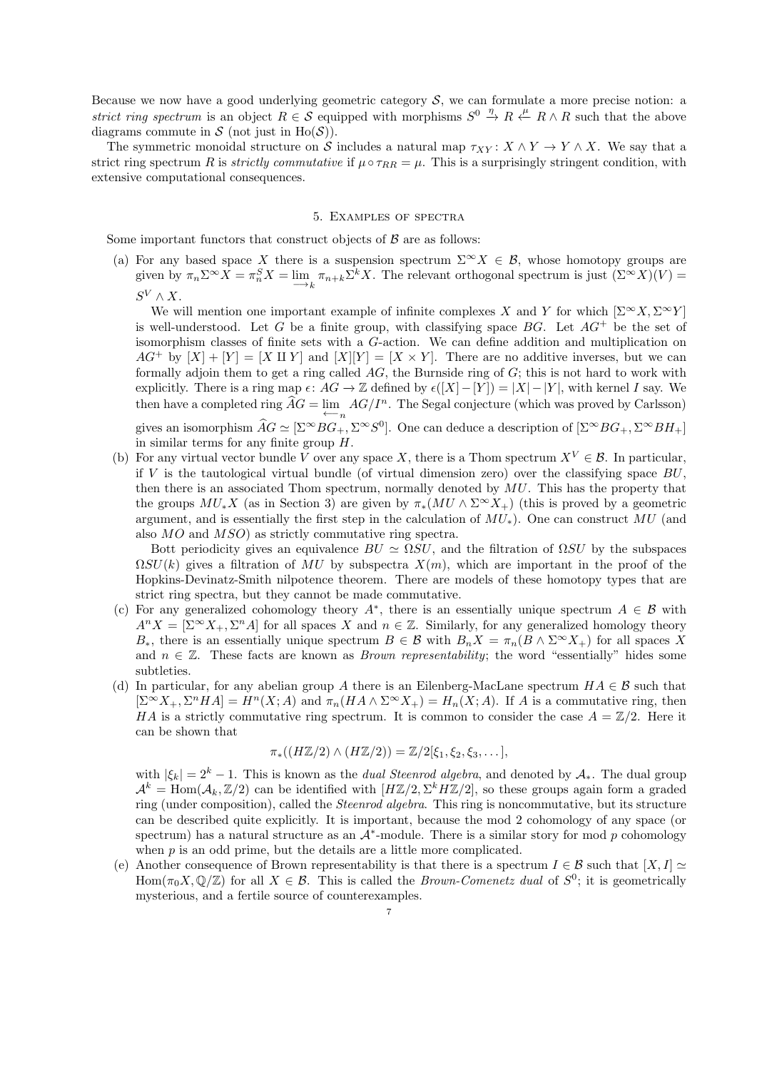Because we now have a good underlying geometric category $\mathcal{S}$, we can formulate a more precise notion: a *strict ring spectrum* is an object $R \in \mathcal{S}$ equipped with morphisms $S^0 \xrightarrow{\eta} R \xleftarrow{\mu} R \wedge R$ such that the above diagrams commute in $\mathcal{S}$ (not just in $\mathrm{Ho}(\mathcal{S})$).

The symmetric monoidal structure on $\mathcal{S}$ includes a natural map $\tau_{XY} \colon X \wedge Y \to Y \wedge X$. We say that a strict ring spectrum $R$ is *strictly commutative* if $\mu \circ \tau_{RR} = \mu$. This is a surprisingly stringent condition, with extensive computational consequences.

## 5. Examples of spectra

Some important functors that construct objects of $\mathcal{B}$ are as follows:

(a) For any based space $X$ there is a suspension spectrum $\Sigma^\infty X \in \mathcal{B}$, whose homotopy groups are given by $\pi_n \Sigma^\infty X = \pi_n^S X = \varinjlim_k \pi_{n+k} \Sigma^k X$. The relevant orthogonal spectrum is just $(\Sigma^\infty X)(V) = S^V \wedge X$.

We will mention one important example of infinite complexes $X$ and $Y$ for which $[\Sigma^\infty X, \Sigma^\infty Y]$ is well-understood. Let $G$ be a finite group, with classifying space $BG$. Let $AG^+$ be the set of isomorphism classes of finite sets with a $G$-action. We can define addition and multiplication on $AG^+$ by $[X] + [Y] = [X \amalg Y]$ and $[X][Y] = [X \times Y]$. There are no additive inverses, but we can formally adjoin them to get a ring called $AG$, the Burnside ring of $G$; this is not hard to work with explicitly. There is a ring map $\epsilon \colon AG \to \mathbb{Z}$ defined by $\epsilon([X]-[Y]) = |X| - |Y|$, with kernel $I$ say. We then have a completed ring $\widehat{AG} = \varprojlim_n AG/I^n$. The Segal conjecture (which was proved by Carlsson) gives an isomorphism $\widehat{AG} \simeq [\Sigma^\infty BG_+, \Sigma^\infty S^0]$. One can deduce a description of $[\Sigma^\infty BG_+, \Sigma^\infty BH_+]$ in similar terms for any finite group $H$.

(b) For any virtual vector bundle $V$ over any space $X$, there is a Thom spectrum $X^V \in \mathcal{B}$. In particular, if $V$ is the tautological virtual bundle (of virtual dimension zero) over the classifying space $BU$, then there is an associated Thom spectrum, normally denoted by $MU$. This has the property that the groups $MU_* X$ (as in Section 3) are given by $\pi_*(MU \wedge \Sigma^\infty X_+)$ (this is proved by a geometric argument, and is essentially the first step in the calculation of $MU_*$). One can construct $MU$ (and also $MO$ and $MSO$) as strictly commutative ring spectra.

Bott periodicity gives an equivalence $BU \simeq \Omega SU$, and the filtration of $\Omega SU$ by the subspaces $\Omega SU(k)$ gives a filtration of $MU$ by subspectra $X(m)$, which are important in the proof of the Hopkins-Devinatz-Smith nilpotence theorem. There are models of these homotopy types that are strict ring spectra, but they cannot be made commutative.

(c) For any generalized cohomology theory $A^*$, there is an essentially unique spectrum $A \in \mathcal{B}$ with $A^n X = [\Sigma^\infty X_+, \Sigma^n A]$ for all spaces $X$ and $n \in \mathbb{Z}$. Similarly, for any generalized homology theory $B_*$, there is an essentially unique spectrum $B \in \mathcal{B}$ with $B_n X = \pi_n(B \wedge \Sigma^\infty X_+)$ for all spaces $X$ and $n \in \mathbb{Z}$. These facts are known as *Brown representability*; the word "essentially" hides some subtleties.

(d) In particular, for any abelian group $A$ there is an Eilenberg-MacLane spectrum $HA \in \mathcal{B}$ such that $[\Sigma^\infty X_+, \Sigma^n HA] = H^n(X; A)$ and $\pi_n(HA \wedge \Sigma^\infty X_+) = H_n(X; A)$. If $A$ is a commutative ring, then $HA$ is a strictly commutative ring spectrum. It is common to consider the case $A = \mathbb{Z}/2$. Here it can be shown that

$$\pi_*((H\mathbb{Z}/2) \wedge (H\mathbb{Z}/2)) = \mathbb{Z}/2[\xi_1, \xi_2, \xi_3, \dots],$$

with $|\xi_k| = 2^k - 1$. This is known as the *dual Steenrod algebra*, and denoted by $\mathcal{A}_*$. The dual group $\mathcal{A}^k = \mathrm{Hom}(\mathcal{A}_k, \mathbb{Z}/2)$ can be identified with $[H\mathbb{Z}/2, \Sigma^k H\mathbb{Z}/2]$, so these groups again form a graded ring (under composition), called the *Steenrod algebra*. This ring is noncommutative, but its structure can be described quite explicitly. It is important, because the mod 2 cohomology of any space (or spectrum) has a natural structure as an $\mathcal{A}^*$-module. There is a similar story for mod $p$ cohomology when $p$ is an odd prime, but the details are a little more complicated.

(e) Another consequence of Brown representability is that there is a spectrum $I \in \mathcal{B}$ such that $[X, I] \simeq \mathrm{Hom}(\pi_0 X, \mathbb{Q}/\mathbb{Z})$ for all $X \in \mathcal{B}$. This is called the *Brown-Comenetz dual* of $S^0$; it is geometrically mysterious, and a fertile source of counterexamples.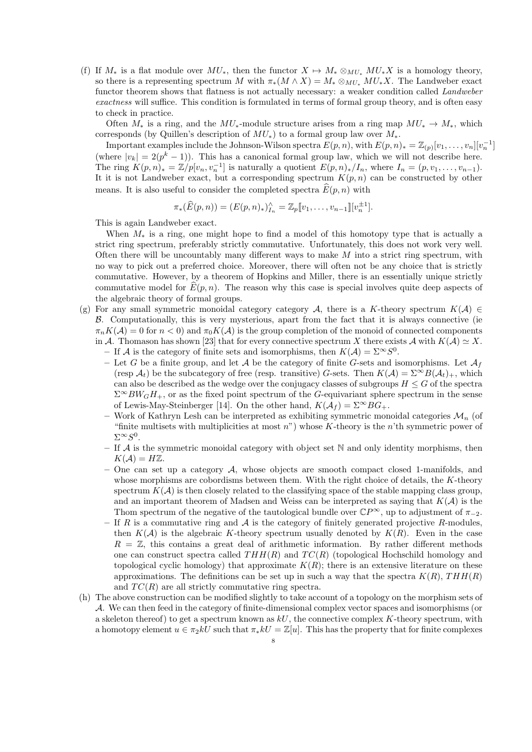(f) If $M_*$ is a flat module over $MU_*$, then the functor $X \mapsto M_* \otimes_{MU_*} MU_*X$ is a homology theory, so there is a representing spectrum $M$ with $\pi_*(M \wedge X) = M_* \otimes_{MU_*} MU_*X$. The Landweber exact functor theorem shows that flatness is not actually necessary: a weaker condition called *Landweber exactness* will suffice. This condition is formulated in terms of formal group theory, and is often easy to check in practice.

   Often $M_*$ is a ring, and the $MU_*$-module structure arises from a ring map $MU_* \to M_*$, which corresponds (by Quillen's description of $MU_*$) to a formal group law over $M_*$.

   Important examples include the Johnson-Wilson spectra $E(p,n)$, with $E(p,n)_* = \mathbb{Z}_{(p)}[v_1, \dots, v_n][v_n^{-1}]$ (where $|v_k| = 2(p^k - 1)$). This has a canonical formal group law, which we will not describe here. The ring $K(p,n)_* = \mathbb{Z}/p[v_n, v_n^{-1}]$ is naturally a quotient $E(p,n)_*/I_n$, where $I_n = (p, v_1, \dots, v_{n-1})$. It it is not Landweber exact, but a corresponding spectrum $K(p,n)$ can be constructed by other means. It is also useful to consider the completed spectra $\widehat{E}(p,n)$ with

$$\pi_*(\widehat{E}(p,n)) = (E(p,n)_*)^\wedge_{I_n} = \mathbb{Z}_p[\![v_1, \dots, v_{n-1}]\!][v_n^{\pm 1}].$$

   This is again Landweber exact.

   When $M_*$ is a ring, one might hope to find a model of this homotopy type that is actually a strict ring spectrum, preferably strictly commutative. Unfortunately, this does not work very well. Often there will be uncountably many different ways to make $M$ into a strict ring spectrum, with no way to pick out a preferred choice. Moreover, there will often not be any choice that is strictly commutative. However, by a theorem of Hopkins and Miller, there is an essentially unique strictly commutative model for $\widehat{E}(p,n)$. The reason why this case is special involves quite deep aspects of the algebraic theory of formal groups.

(g) For any small symmetric monoidal category category $\mathcal{A}$, there is a $K$-theory spectrum $K(\mathcal{A}) \in \mathcal{B}$. Computationally, this is very mysterious, apart from the fact that it is always connective (ie $\pi_n K(\mathcal{A}) = 0$ for $n < 0$) and $\pi_0 K(\mathcal{A})$ is the group completion of the monoid of connected components in $\mathcal{A}$. Thomason has shown [23] that for every connective spectrum $X$ there exists $\mathcal{A}$ with $K(\mathcal{A}) \simeq X$.
   - If $\mathcal{A}$ is the category of finite sets and isomorphisms, then $K(\mathcal{A}) = \Sigma^\infty S^0$.
   - Let $G$ be a finite group, and let $\mathcal{A}$ be the category of finite $G$-sets and isomorphisms. Let $\mathcal{A}_f$ (resp $\mathcal{A}_t$) be the subcategory of free (resp. transitive) $G$-sets. Then $K(\mathcal{A}) = \Sigma^\infty B(\mathcal{A}_t)_+$, which can also be described as the wedge over the conjugacy classes of subgroups $H \leq G$ of the spectra $\Sigma^\infty BW_G H_+$, or as the fixed point spectrum of the $G$-equivariant sphere spectrum in the sense of Lewis-May-Steinberger [14]. On the other hand, $K(\mathcal{A}_f) = \Sigma^\infty BG_+$.
   - Work of Kathryn Lesh can be interpreted as exhibiting symmetric monoidal categories $\mathcal{M}_n$ (of "finite multisets with multiplicities at most $n$") whose $K$-theory is the $n$'th symmetric power of $\Sigma^\infty S^0$.
   - If $\mathcal{A}$ is the symmetric monoidal category with object set $\mathbb{N}$ and only identity morphisms, then $K(\mathcal{A}) = H\mathbb{Z}$.
   - One can set up a category $\mathcal{A}$, whose objects are smooth compact closed 1-manifolds, and whose morphisms are cobordisms between them. With the right choice of details, the $K$-theory spectrum $K(\mathcal{A})$ is then closely related to the classifying space of the stable mapping class group, and an important theorem of Madsen and Weiss can be interpreted as saying that $K(\mathcal{A})$ is the Thom spectrum of the negative of the tautological bundle over $\mathbb{C}P^\infty$, up to adjustment of $\pi_{-2}$.
   - If $R$ is a commutative ring and $\mathcal{A}$ is the category of finitely generated projective $R$-modules, then $K(\mathcal{A})$ is the algebraic $K$-theory spectrum usually denoted by $K(R)$. Even in the case $R = \mathbb{Z}$, this contains a great deal of arithmetic information. By rather different methods one can construct spectra called $THH(R)$ and $TC(R)$ (topological Hochschild homology and topological cyclic homology) that approximate $K(R)$; there is an extensive literature on these approximations. The definitions can be set up in such a way that the spectra $K(R)$, $THH(R)$ and $TC(R)$ are all strictly commutative ring spectra.

(h) The above construction can be modified slightly to take account of a topology on the morphism sets of $\mathcal{A}$. We can then feed in the category of finite-dimensional complex vector spaces and isomorphisms (or a skeleton thereof) to get a spectrum known as $kU$, the connective complex $K$-theory spectrum, with a homotopy element $u \in \pi_2 kU$ such that $\pi_* kU = \mathbb{Z}[u]$. This has the property that for finite complexes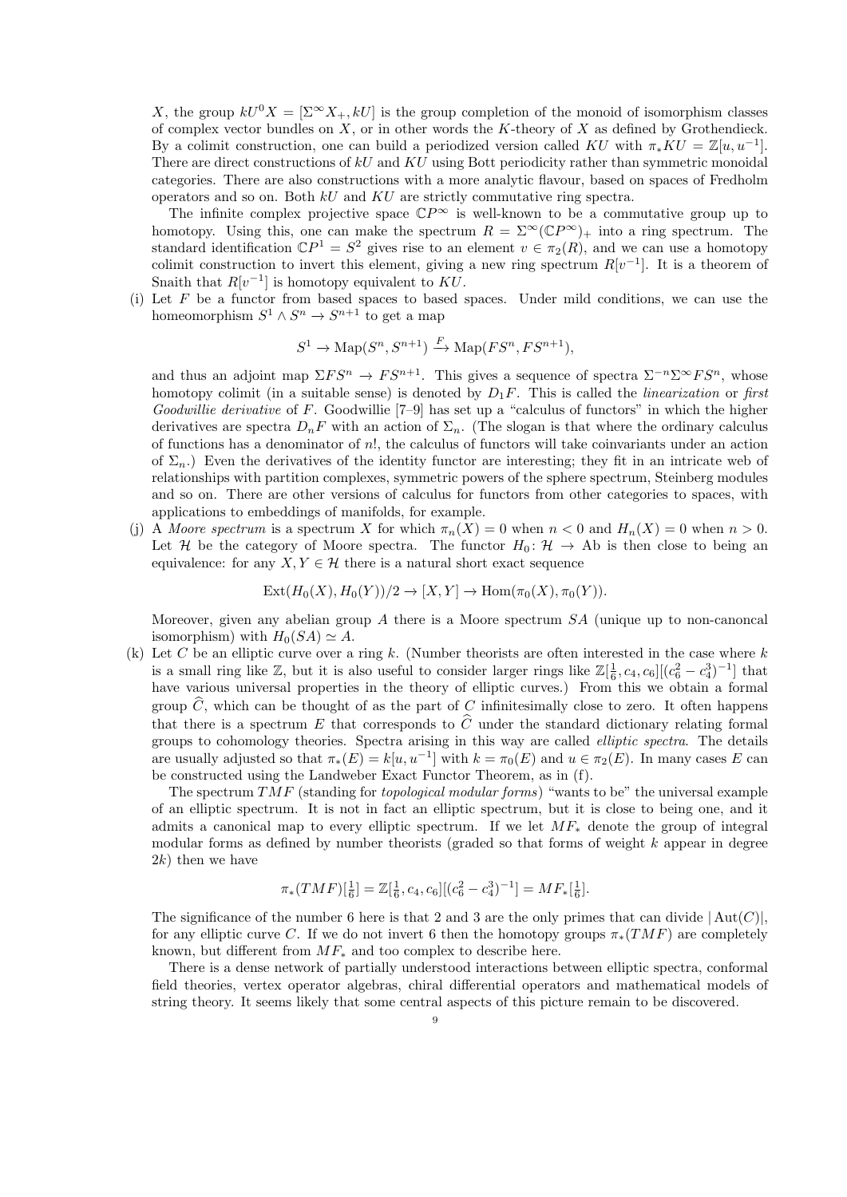$X$, the group $kU^0X = [\Sigma^\infty X_+, kU]$ is the group completion of the monoid of isomorphism classes of complex vector bundles on $X$, or in other words the $K$-theory of $X$ as defined by Grothendieck. By a colimit construction, one can build a periodized version called $KU$ with $\pi_*KU = \mathbb{Z}[u, u^{-1}]$. There are direct constructions of $kU$ and $KU$ using Bott periodicity rather than symmetric monoidal categories. There are also constructions with a more analytic flavour, based on spaces of Fredholm operators and so on. Both $kU$ and $KU$ are strictly commutative ring spectra.

The infinite complex projective space $\mathbb{C}P^\infty$ is well-known to be a commutative group up to homotopy. Using this, one can make the spectrum $R = \Sigma^\infty(\mathbb{C}P^\infty)_+$ into a ring spectrum. The standard identification $\mathbb{C}P^1 = S^2$ gives rise to an element $v \in \pi_2(R)$, and we can use a homotopy colimit construction to invert this element, giving a new ring spectrum $R[v^{-1}]$. It is a theorem of Snaith that $R[v^{-1}]$ is homotopy equivalent to $KU$.

(i) Let $F$ be a functor from based spaces to based spaces. Under mild conditions, we can use the homeomorphism $S^1 \wedge S^n \to S^{n+1}$ to get a map

$$S^1 \to \mathrm{Map}(S^n, S^{n+1}) \xrightarrow{F} \mathrm{Map}(FS^n, FS^{n+1}),$$

and thus an adjoint map $\Sigma FS^n \to FS^{n+1}$. This gives a sequence of spectra $\Sigma^{-n}\Sigma^\infty FS^n$, whose homotopy colimit (in a suitable sense) is denoted by $D_1F$. This is called the *linearization* or *first Goodwillie derivative* of $F$. Goodwillie [7–9] has set up a "calculus of functors" in which the higher derivatives are spectra $D_nF$ with an action of $\Sigma_n$. (The slogan is that where the ordinary calculus of functions has a denominator of $n!$, the calculus of functors will take coinvariants under an action of $\Sigma_n$.) Even the derivatives of the identity functor are interesting; they fit in an intricate web of relationships with partition complexes, symmetric powers of the sphere spectrum, Steinberg modules and so on. There are other versions of calculus for functors from other categories to spaces, with applications to embeddings of manifolds, for example.

(j) A *Moore spectrum* is a spectrum $X$ for which $\pi_n(X) = 0$ when $n < 0$ and $H_n(X) = 0$ when $n > 0$. Let $\mathcal{H}$ be the category of Moore spectra. The functor $H_0 \colon \mathcal{H} \to \mathrm{Ab}$ is then close to being an equivalence: for any $X, Y \in \mathcal{H}$ there is a natural short exact sequence

$$\mathrm{Ext}(H_0(X), H_0(Y))/2 \to [X, Y] \to \mathrm{Hom}(\pi_0(X), \pi_0(Y)).$$

Moreover, given any abelian group $A$ there is a Moore spectrum $SA$ (unique up to non-canoncal isomorphism) with $H_0(SA) \simeq A$.

(k) Let $C$ be an elliptic curve over a ring $k$. (Number theorists are often interested in the case where $k$ is a small ring like $\mathbb{Z}$, but it is also useful to consider larger rings like $\mathbb{Z}[\frac{1}{6}, c_4, c_6][(c_6^2 - c_4^3)^{-1}]$ that have various universal properties in the theory of elliptic curves.) From this we obtain a formal group $\widehat{C}$, which can be thought of as the part of $C$ infinitesimally close to zero. It often happens that there is a spectrum $E$ that corresponds to $\widehat{C}$ under the standard dictionary relating formal groups to cohomology theories. Spectra arising in this way are called *elliptic spectra*. The details are usually adjusted so that $\pi_*(E) = k[u, u^{-1}]$ with $k = \pi_0(E)$ and $u \in \pi_2(E)$. In many cases $E$ can be constructed using the Landweber Exact Functor Theorem, as in (f).

The spectrum $TMF$ (standing for *topological modular forms*) "wants to be" the universal example of an elliptic spectrum. It is not in fact an elliptic spectrum, but it is close to being one, and it admits a canonical map to every elliptic spectrum. If we let $MF_*$ denote the group of integral modular forms as defined by number theorists (graded so that forms of weight $k$ appear in degree $2k$) then we have

$$\pi_*(TMF)[\tfrac{1}{6}] = \mathbb{Z}[\tfrac{1}{6}, c_4, c_6][(c_6^2 - c_4^3)^{-1}] = MF_*[\tfrac{1}{6}].$$

The significance of the number 6 here is that 2 and 3 are the only primes that can divide $|\mathrm{Aut}(C)|$, for any elliptic curve $C$. If we do not invert 6 then the homotopy groups $\pi_*(TMF)$ are completely known, but different from $MF_*$ and too complex to describe here.

There is a dense network of partially understood interactions between elliptic spectra, conformal field theories, vertex operator algebras, chiral differential operators and mathematical models of string theory. It seems likely that some central aspects of this picture remain to be discovered.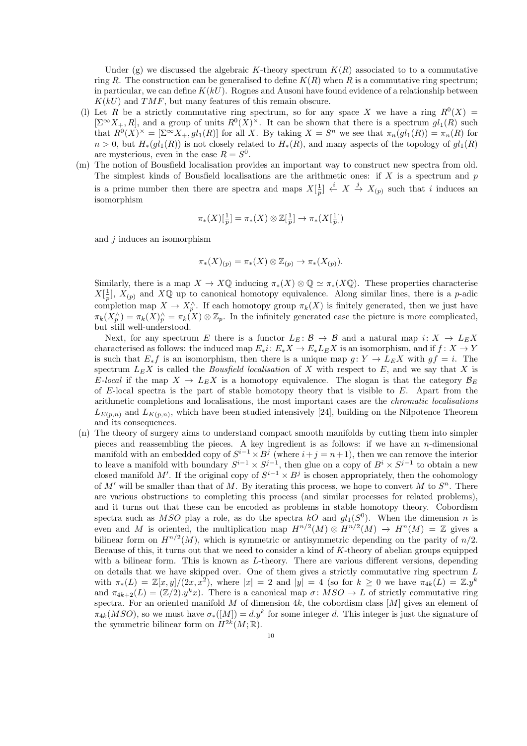Under (g) we discussed the algebraic $K$-theory spectrum $K(R)$ associated to to a commutative ring $R$. The construction can be generalised to define $K(R)$ when $R$ is a commutative ring spectrum; in particular, we can define $K(kU)$. Rognes and Ausoni have found evidence of a relationship between $K(kU)$ and $TMF$, but many features of this remain obscure.

(l) Let $R$ be a strictly commutative ring spectrum, so for any space $X$ we have a ring $R^0(X) = [\Sigma^\infty X_+, R]$, and a group of units $R^0(X)^\times$. It can be shown that there is a spectrum $gl_1(R)$ such that $R^0(X)^\times = [\Sigma^\infty X_+, gl_1(R)]$ for all $X$. By taking $X = S^n$ we see that $\pi_n(gl_1(R)) = \pi_n(R)$ for $n > 0$, but $H_*(gl_1(R))$ is not closely related to $H_*(R)$, and many aspects of the topology of $gl_1(R)$ are mysterious, even in the case $R = S^0$.

(m) The notion of Bousfield localisation provides an important way to construct new spectra from old. The simplest kinds of Bousfield localisations are the arithmetic ones: if $X$ is a spectrum and $p$ is a prime number then there are spectra and maps $X[\frac{1}{p}] \xleftarrow{i} X \xrightarrow{j} X_{(p)}$ such that $i$ induces an isomorphism

$$\pi_*(X)[\tfrac{1}{p}] = \pi_*(X) \otimes \mathbb{Z}[\tfrac{1}{p}] \to \pi_*(X[\tfrac{1}{p}])$$

and $j$ induces an isomorphism

$$\pi_*(X)_{(p)} = \pi_*(X) \otimes \mathbb{Z}_{(p)} \to \pi_*(X_{(p)}).$$

Similarly, there is a map $X \to X\mathbb{Q}$ inducing $\pi_*(X) \otimes \mathbb{Q} \simeq \pi_*(X\mathbb{Q})$. These properties characterise $X[\frac{1}{p}]$, $X_{(p)}$ and $X\mathbb{Q}$ up to canonical homotopy equivalence. Along similar lines, there is a $p$-adic completion map $X \to X_p^\wedge$. If each homotopy group $\pi_k(X)$ is finitely generated, then we just have $\pi_k(X_p^\wedge) = \pi_k(X)_p^\wedge = \pi_k(X) \otimes \mathbb{Z}_p$. In the infinitely generated case the picture is more complicated, but still well-understood.

Next, for any spectrum $E$ there is a functor $L_E \colon \mathcal{B} \to \mathcal{B}$ and a natural map $i \colon X \to L_E X$ characterised as follows: the induced map $E_* i \colon E_* X \to E_* L_E X$ is an isomorphism, and if $f \colon X \to Y$ is such that $E_* f$ is an isomorphism, then there is a unique map $g \colon Y \to L_E X$ with $gf = i$. The spectrum $L_E X$ is called the *Bousfield localisation* of $X$ with respect to $E$, and we say that $X$ is *E-local* if the map $X \to L_E X$ is a homotopy equivalence. The slogan is that the category $\mathcal{B}_E$ of $E$-local spectra is the part of stable homotopy theory that is visible to $E$. Apart from the arithmetic completions and localisations, the most important cases are the *chromatic localisations* $L_{E(p,n)}$ and $L_{K(p,n)}$, which have been studied intensively [24], building on the Nilpotence Theorem and its consequences.

(n) The theory of surgery aims to understand compact smooth manifolds by cutting them into simpler pieces and reassembling the pieces. A key ingredient is as follows: if we have an $n$-dimensional manifold with an embedded copy of $S^{i-1} \times B^j$ (where $i + j = n + 1$), then we can remove the interior to leave a manifold with boundary $S^{i-1} \times S^{j-1}$, then glue on a copy of $B^i \times S^{j-1}$ to obtain a new closed manifold $M'$. If the original copy of $S^{i-1} \times B^j$ is chosen appropriately, then the cohomology of $M'$ will be smaller than that of $M$. By iterating this process, we hope to convert $M$ to $S^n$. There are various obstructions to completing this process (and similar processes for related problems), and it turns out that these can be encoded as problems in stable homotopy theory. Cobordism spectra such as $MSO$ play a role, as do the spectra $kO$ and $gl_1(S^0)$. When the dimension $n$ is even and $M$ is oriented, the multiplication map $H^{n/2}(M) \otimes H^{n/2}(M) \to H^n(M) = \mathbb{Z}$ gives a bilinear form on $H^{n/2}(M)$, which is symmetric or antisymmetric depending on the parity of $n/2$. Because of this, it turns out that we need to consider a kind of $K$-theory of abelian groups equipped with a bilinear form. This is known as $L$-theory. There are various different versions, depending on details that we have skipped over. One of them gives a strictly commutative ring spectrum $L$ with $\pi_*(L) = \mathbb{Z}[x, y]/(2x, x^2)$, where $|x| = 2$ and $|y| = 4$ (so for $k \geq 0$ we have $\pi_{4k}(L) = \mathbb{Z}.y^k$ and $\pi_{4k+2}(L) = (\mathbb{Z}/2).y^k x$). There is a canonical map $\sigma \colon MSO \to L$ of strictly commutative ring spectra. For an oriented manifold $M$ of dimension $4k$, the cobordism class $[M]$ gives an element of $\pi_{4k}(MSO)$, so we must have $\sigma_*([M]) = d.y^k$ for some integer $d$. This integer is just the signature of the symmetric bilinear form on $H^{2k}(M; \mathbb{R})$.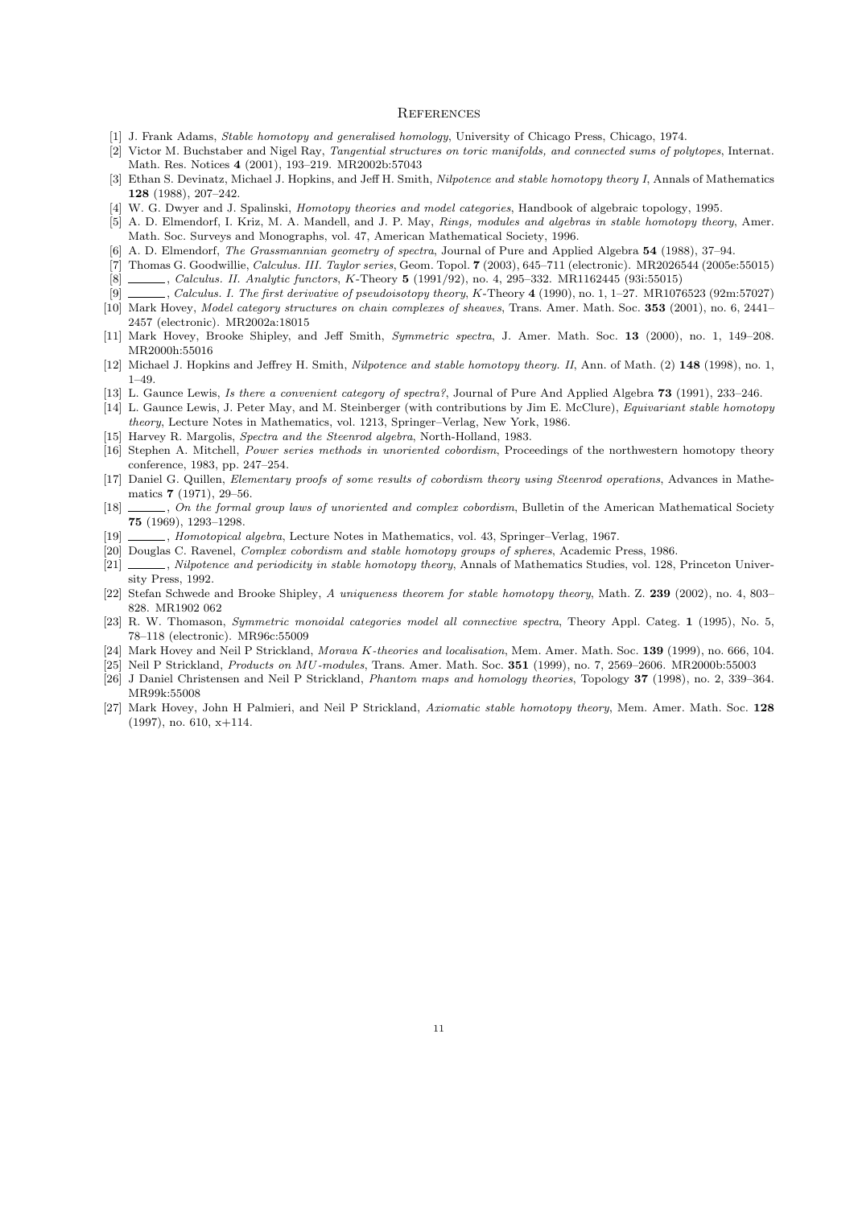# References

[1] J. Frank Adams, *Stable homotopy and generalised homology*, University of Chicago Press, Chicago, 1974.

[2] Victor M. Buchstaber and Nigel Ray, *Tangential structures on toric manifolds, and connected sums of polytopes*, Internat. Math. Res. Notices **4** (2001), 193–219. MR2002b:57043

[3] Ethan S. Devinatz, Michael J. Hopkins, and Jeff H. Smith, *Nilpotence and stable homotopy theory I*, Annals of Mathematics **128** (1988), 207–242.

[4] W. G. Dwyer and J. Spalinski, *Homotopy theories and model categories*, Handbook of algebraic topology, 1995.

[5] A. D. Elmendorf, I. Kriz, M. A. Mandell, and J. P. May, *Rings, modules and algebras in stable homotopy theory*, Amer. Math. Soc. Surveys and Monographs, vol. 47, American Mathematical Society, 1996.

[6] A. D. Elmendorf, *The Grassmannian geometry of spectra*, Journal of Pure and Applied Algebra **54** (1988), 37–94.

[7] Thomas G. Goodwillie, *Calculus. III. Taylor series*, Geom. Topol. **7** (2003), 645–711 (electronic). MR2026544 (2005e:55015)

[8] ______, *Calculus. II. Analytic functors*, $K$-Theory **5** (1991/92), no. 4, 295–332. MR1162445 (93i:55015)

[9] ______, *Calculus. I. The first derivative of pseudoisotopy theory*, $K$-Theory **4** (1990), no. 1, 1–27. MR1076523 (92m:57027)

[10] Mark Hovey, *Model category structures on chain complexes of sheaves*, Trans. Amer. Math. Soc. **353** (2001), no. 6, 2441–2457 (electronic). MR2002a:18015

[11] Mark Hovey, Brooke Shipley, and Jeff Smith, *Symmetric spectra*, J. Amer. Math. Soc. **13** (2000), no. 1, 149–208. MR2000h:55016

[12] Michael J. Hopkins and Jeffrey H. Smith, *Nilpotence and stable homotopy theory. II*, Ann. of Math. (2) **148** (1998), no. 1, 1–49.

[13] L. Gaunce Lewis, *Is there a convenient category of spectra?*, Journal of Pure And Applied Algebra **73** (1991), 233–246.

[14] L. Gaunce Lewis, J. Peter May, and M. Steinberger (with contributions by Jim E. McClure), *Equivariant stable homotopy theory*, Lecture Notes in Mathematics, vol. 1213, Springer–Verlag, New York, 1986.

[15] Harvey R. Margolis, *Spectra and the Steenrod algebra*, North-Holland, 1983.

[16] Stephen A. Mitchell, *Power series methods in unoriented cobordism*, Proceedings of the northwestern homotopy theory conference, 1983, pp. 247–254.

[17] Daniel G. Quillen, *Elementary proofs of some results of cobordism theory using Steenrod operations*, Advances in Mathematics **7** (1971), 29–56.

[18] ______, *On the formal group laws of unoriented and complex cobordism*, Bulletin of the American Mathematical Society **75** (1969), 1293–1298.

[19] ______, *Homotopical algebra*, Lecture Notes in Mathematics, vol. 43, Springer–Verlag, 1967.

[20] Douglas C. Ravenel, *Complex cobordism and stable homotopy groups of spheres*, Academic Press, 1986.

[21] ______, *Nilpotence and periodicity in stable homotopy theory*, Annals of Mathematics Studies, vol. 128, Princeton University Press, 1992.

[22] Stefan Schwede and Brooke Shipley, *A uniqueness theorem for stable homotopy theory*, Math. Z. **239** (2002), no. 4, 803–828. MR1902 062

[23] R. W. Thomason, *Symmetric monoidal categories model all connective spectra*, Theory Appl. Categ. **1** (1995), No. 5, 78–118 (electronic). MR96c:55009

[24] Mark Hovey and Neil P Strickland, *Morava $K$-theories and localisation*, Mem. Amer. Math. Soc. **139** (1999), no. 666, 104.

[25] Neil P Strickland, *Products on $MU$-modules*, Trans. Amer. Math. Soc. **351** (1999), no. 7, 2569–2606. MR2000b:55003

[26] J Daniel Christensen and Neil P Strickland, *Phantom maps and homology theories*, Topology **37** (1998), no. 2, 339–364. MR99k:55008

[27] Mark Hovey, John H Palmieri, and Neil P Strickland, *Axiomatic stable homotopy theory*, Mem. Amer. Math. Soc. **128** (1997), no. 610, x+114.